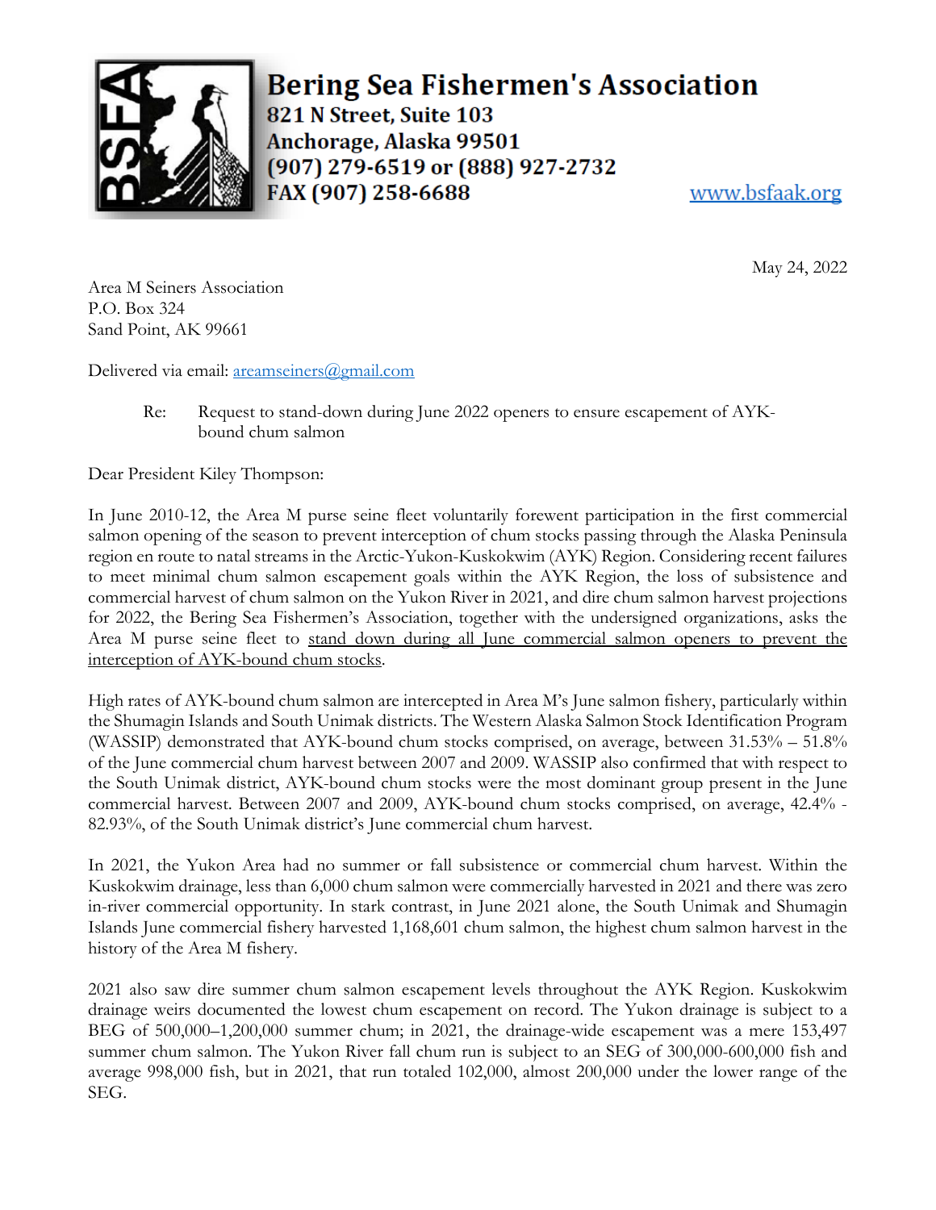# Bering Sea Fishermen's Association

821 N Street, Suite 103
Anchorage, Alaska 99501
(907) 279-6519 or (888) 927-2732
FAX (907) 258-6688

www.bsfaak.org

May 24, 2022

Area M Seiners Association
P.O. Box 324
Sand Point, AK 99661

Delivered via email: areamseiners@gmail.com

Re: Request to stand-down during June 2022 openers to ensure escapement of AYK-bound chum salmon

Dear President Kiley Thompson:

In June 2010-12, the Area M purse seine fleet voluntarily forewent participation in the first commercial salmon opening of the season to prevent interception of chum stocks passing through the Alaska Peninsula region en route to natal streams in the Arctic-Yukon-Kuskokwim (AYK) Region. Considering recent failures to meet minimal chum salmon escapement goals within the AYK Region, the loss of subsistence and commercial harvest of chum salmon on the Yukon River in 2021, and dire chum salmon harvest projections for 2022, the Bering Sea Fishermen's Association, together with the undersigned organizations, asks the Area M purse seine fleet to stand down during all June commercial salmon openers to prevent the interception of AYK-bound chum stocks.

High rates of AYK-bound chum salmon are intercepted in Area M's June salmon fishery, particularly within the Shumagin Islands and South Unimak districts. The Western Alaska Salmon Stock Identification Program (WASSIP) demonstrated that AYK-bound chum stocks comprised, on average, between 31.53% – 51.8% of the June commercial chum harvest between 2007 and 2009. WASSIP also confirmed that with respect to the South Unimak district, AYK-bound chum stocks were the most dominant group present in the June commercial harvest. Between 2007 and 2009, AYK-bound chum stocks comprised, on average, 42.4% - 82.93%, of the South Unimak district's June commercial chum harvest.

In 2021, the Yukon Area had no summer or fall subsistence or commercial chum harvest. Within the Kuskokwim drainage, less than 6,000 chum salmon were commercially harvested in 2021 and there was zero in-river commercial opportunity. In stark contrast, in June 2021 alone, the South Unimak and Shumagin Islands June commercial fishery harvested 1,168,601 chum salmon, the highest chum salmon harvest in the history of the Area M fishery.

2021 also saw dire summer chum salmon escapement levels throughout the AYK Region. Kuskokwim drainage weirs documented the lowest chum escapement on record. The Yukon drainage is subject to a BEG of 500,000–1,200,000 summer chum; in 2021, the drainage-wide escapement was a mere 153,497 summer chum salmon. The Yukon River fall chum run is subject to an SEG of 300,000-600,000 fish and average 998,000 fish, but in 2021, that run totaled 102,000, almost 200,000 under the lower range of the SEG.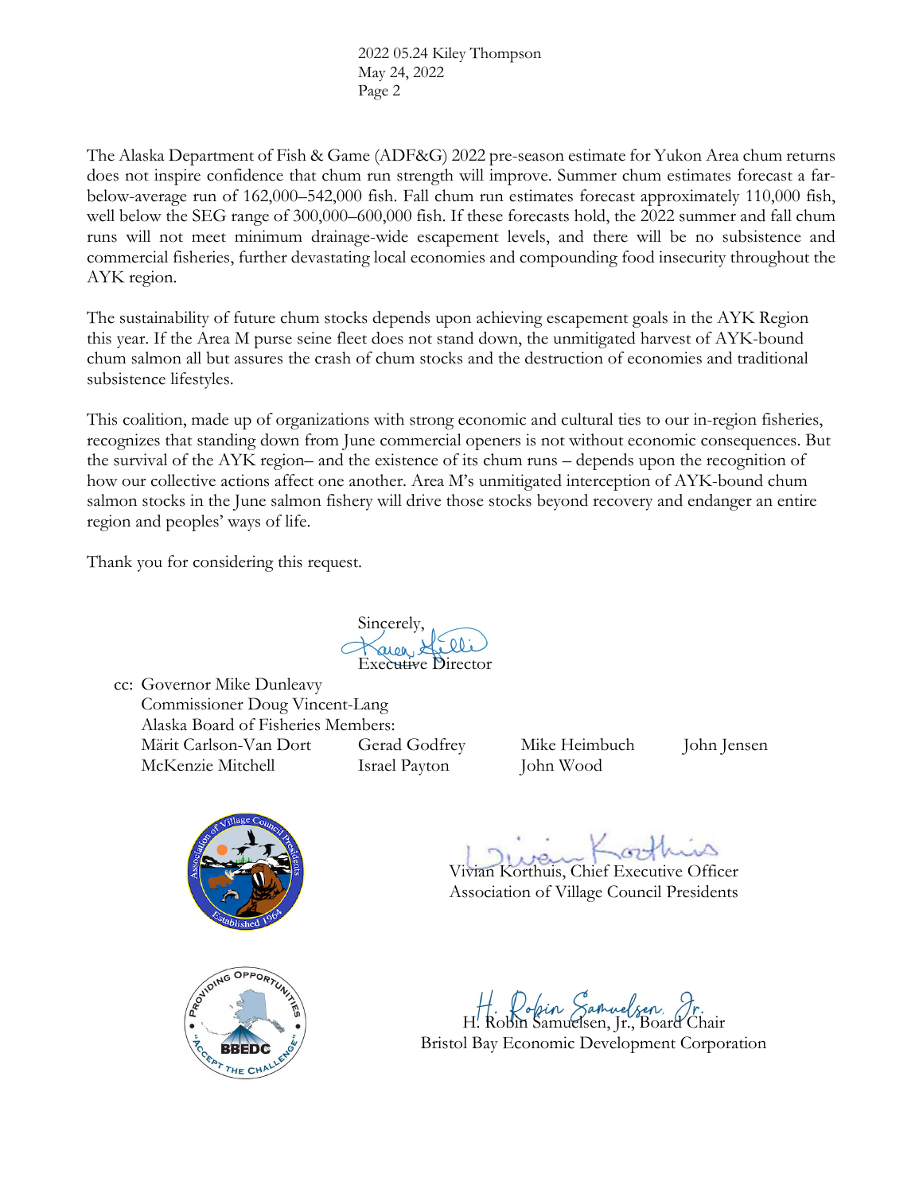The Alaska Department of Fish & Game (ADF&G) 2022 pre-season estimate for Yukon Area chum returns does not inspire confidence that chum run strength will improve. Summer chum estimates forecast a far-below-average run of 162,000–542,000 fish. Fall chum run estimates forecast approximately 110,000 fish, well below the SEG range of 300,000–600,000 fish. If these forecasts hold, the 2022 summer and fall chum runs will not meet minimum drainage-wide escapement levels, and there will be no subsistence and commercial fisheries, further devastating local economies and compounding food insecurity throughout the AYK region.

The sustainability of future chum stocks depends upon achieving escapement goals in the AYK Region this year. If the Area M purse seine fleet does not stand down, the unmitigated harvest of AYK-bound chum salmon all but assures the crash of chum stocks and the destruction of economies and traditional subsistence lifestyles.

This coalition, made up of organizations with strong economic and cultural ties to our in-region fisheries, recognizes that standing down from June commercial openers is not without economic consequences. But the survival of the AYK region– and the existence of its chum runs – depends upon the recognition of how our collective actions affect one another. Area M's unmitigated interception of AYK-bound chum salmon stocks in the June salmon fishery will drive those stocks beyond recovery and endanger an entire region and peoples' ways of life.

Thank you for considering this request.

Sincerely,

Executive Director

cc: Governor Mike Dunleavy
Commissioner Doug Vincent-Lang
Alaska Board of Fisheries Members:
Märit Carlson-Van Dort, Gerad Godfrey, Mike Heimbuch, John Jensen, McKenzie Mitchell, Israel Payton, John Wood

Vivian Korthuis, Chief Executive Officer
Association of Village Council Presidents

H. Robin Samuelsen, Jr., Board Chair
Bristol Bay Economic Development Corporation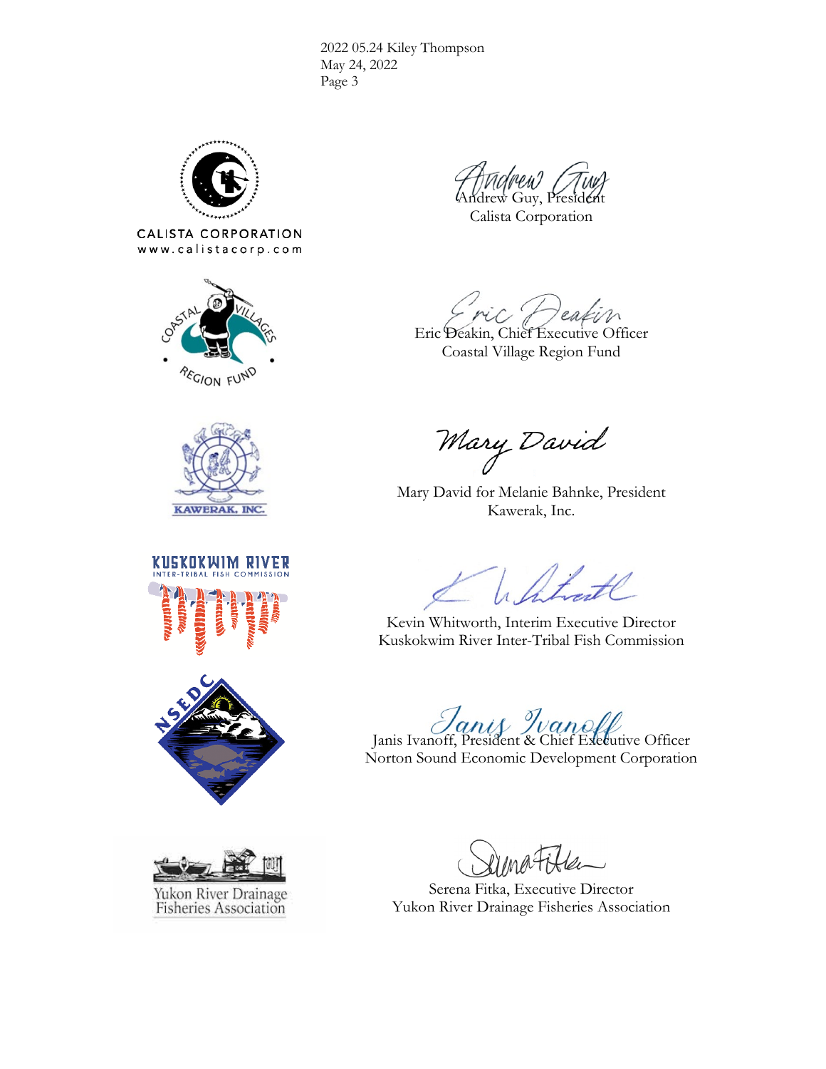CALISTA CORPORATION
www.calistacorp.com

Andrew Guy, President
Calista Corporation

COASTAL VILLAGES REGION FUND

Eric Deakin, Chief Executive Officer
Coastal Village Region Fund

KAWERAK, INC.

Mary David

Mary David for Melanie Bahnke, President
Kawerak, Inc.

KUSKOKWIM RIVER
INTER-TRIBAL FISH COMMISSION

Kevin Whitworth, Interim Executive Director
Kuskokwim River Inter-Tribal Fish Commission

NSEDC

Janis Ivanoff

Janis Ivanoff, President & Chief Executive Officer
Norton Sound Economic Development Corporation

Yukon River Drainage Fisheries Association

Serena Fitka, Executive Director
Yukon River Drainage Fisheries Association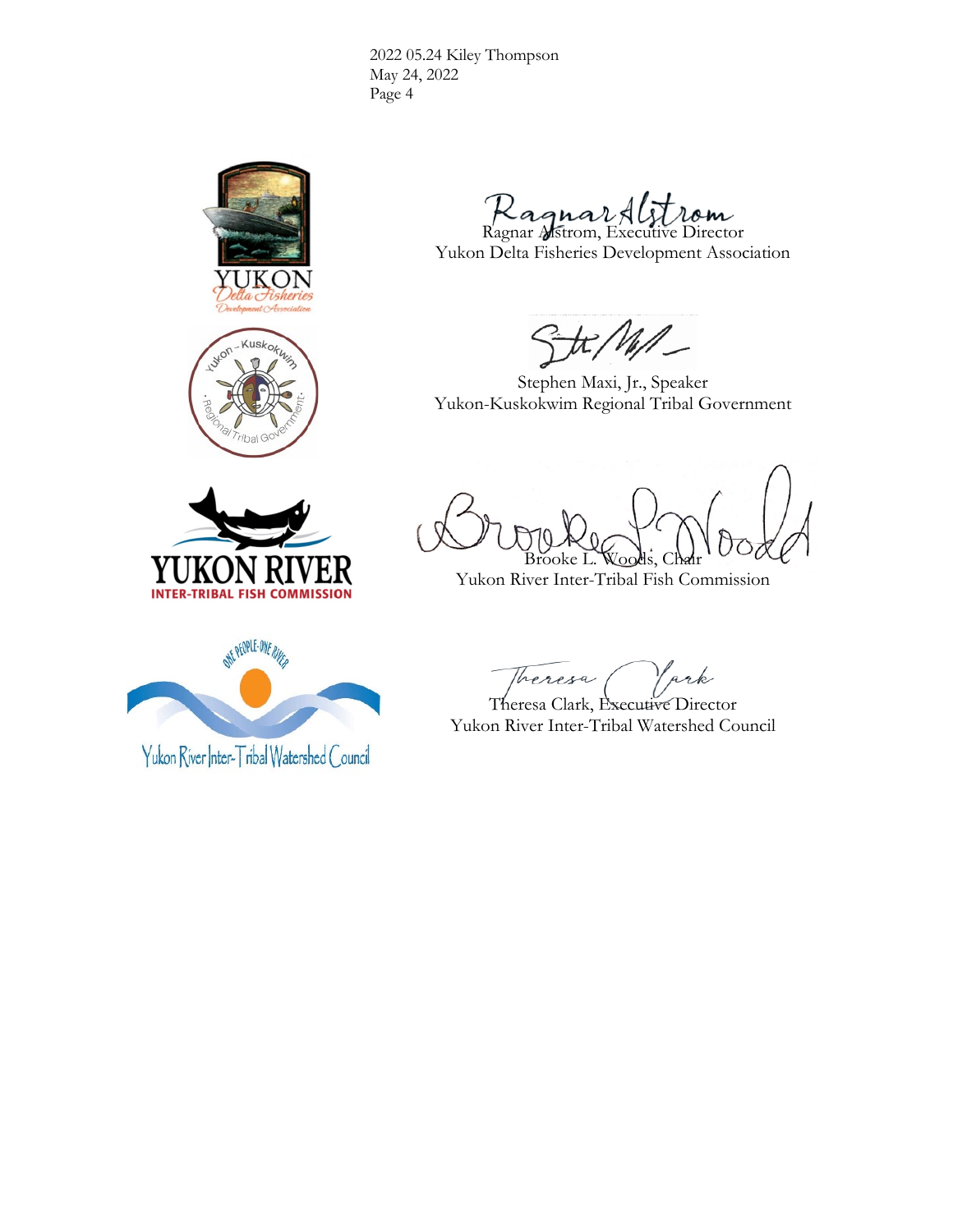Ragnar Alstrom, Executive Director
Yukon Delta Fisheries Development Association

Stephen Maxi, Jr., Speaker
Yukon-Kuskokwim Regional Tribal Government

Brooke L. Woods, Chair
Yukon River Inter-Tribal Fish Commission

Theresa Clark, Executive Director
Yukon River Inter-Tribal Watershed Council